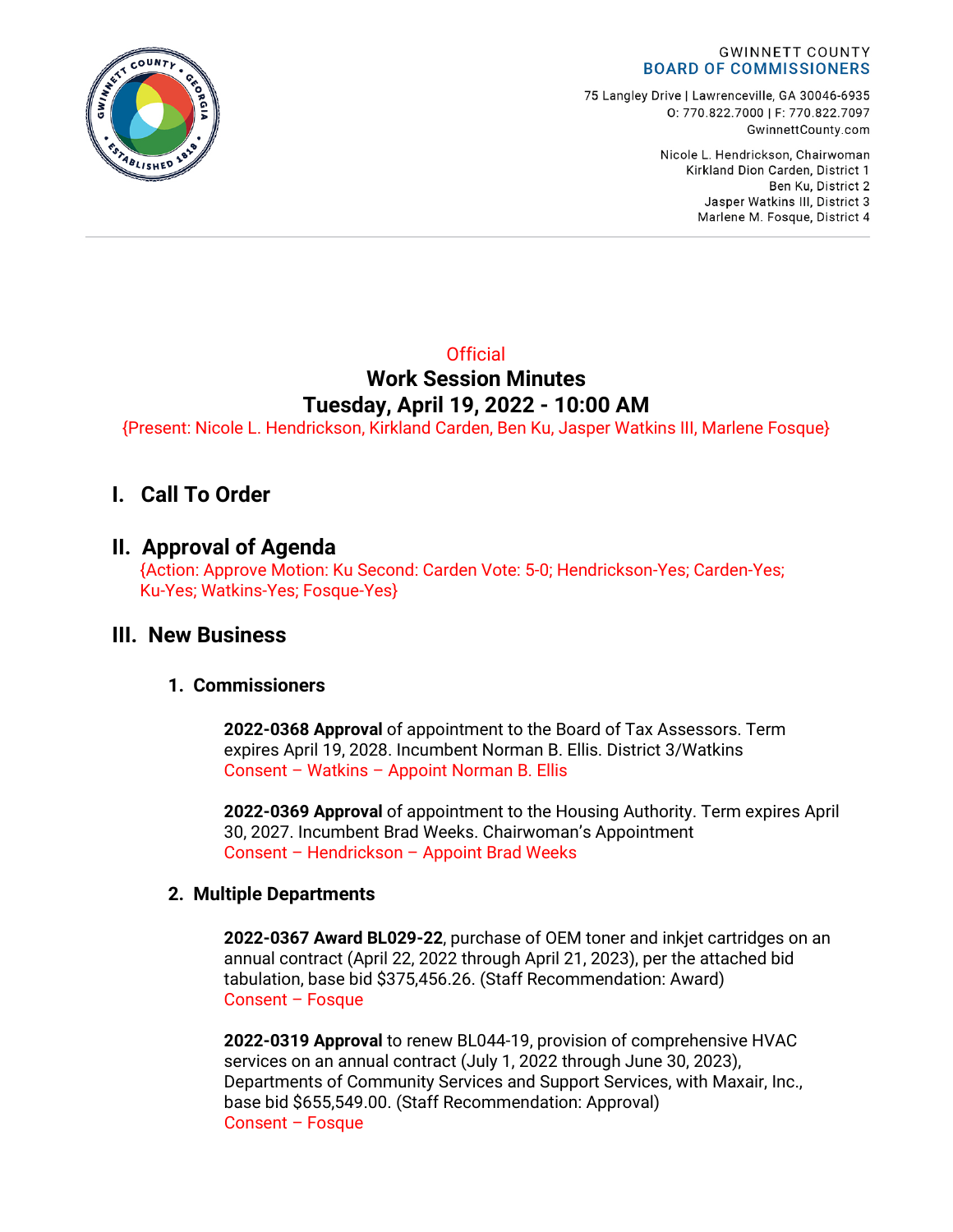GWINNETT COUNTY
BOARD OF COMMISSIONERS

75 Langley Drive | Lawrenceville, GA 30046-6935
O: 770.822.7000 | F: 770.822.7097
GwinnettCounty.com

Nicole L. Hendrickson, Chairwoman
Kirkland Dion Carden, District 1
Ben Ku, District 2
Jasper Watkins III, District 3
Marlene M. Fosque, District 4

Official

# Work Session Minutes
# Tuesday, April 19, 2022 - 10:00 AM

{Present: Nicole L. Hendrickson, Kirkland Carden, Ben Ku, Jasper Watkins III, Marlene Fosque}

## I. Call To Order

## II. Approval of Agenda

{Action: Approve Motion: Ku Second: Carden Vote: 5-0; Hendrickson-Yes; Carden-Yes; Ku-Yes; Watkins-Yes; Fosque-Yes}

## III. New Business

### 1. Commissioners

**2022-0368 Approval** of appointment to the Board of Tax Assessors. Term expires April 19, 2028. Incumbent Norman B. Ellis. District 3/Watkins
Consent – Watkins – Appoint Norman B. Ellis

**2022-0369 Approval** of appointment to the Housing Authority. Term expires April 30, 2027. Incumbent Brad Weeks. Chairwoman's Appointment
Consent – Hendrickson – Appoint Brad Weeks

### 2. Multiple Departments

**2022-0367 Award BL029-22**, purchase of OEM toner and inkjet cartridges on an annual contract (April 22, 2022 through April 21, 2023), per the attached bid tabulation, base bid $375,456.26. (Staff Recommendation: Award)
Consent – Fosque

**2022-0319 Approval** to renew BL044-19, provision of comprehensive HVAC services on an annual contract (July 1, 2022 through June 30, 2023), Departments of Community Services and Support Services, with Maxair, Inc., base bid $655,549.00. (Staff Recommendation: Approval)
Consent – Fosque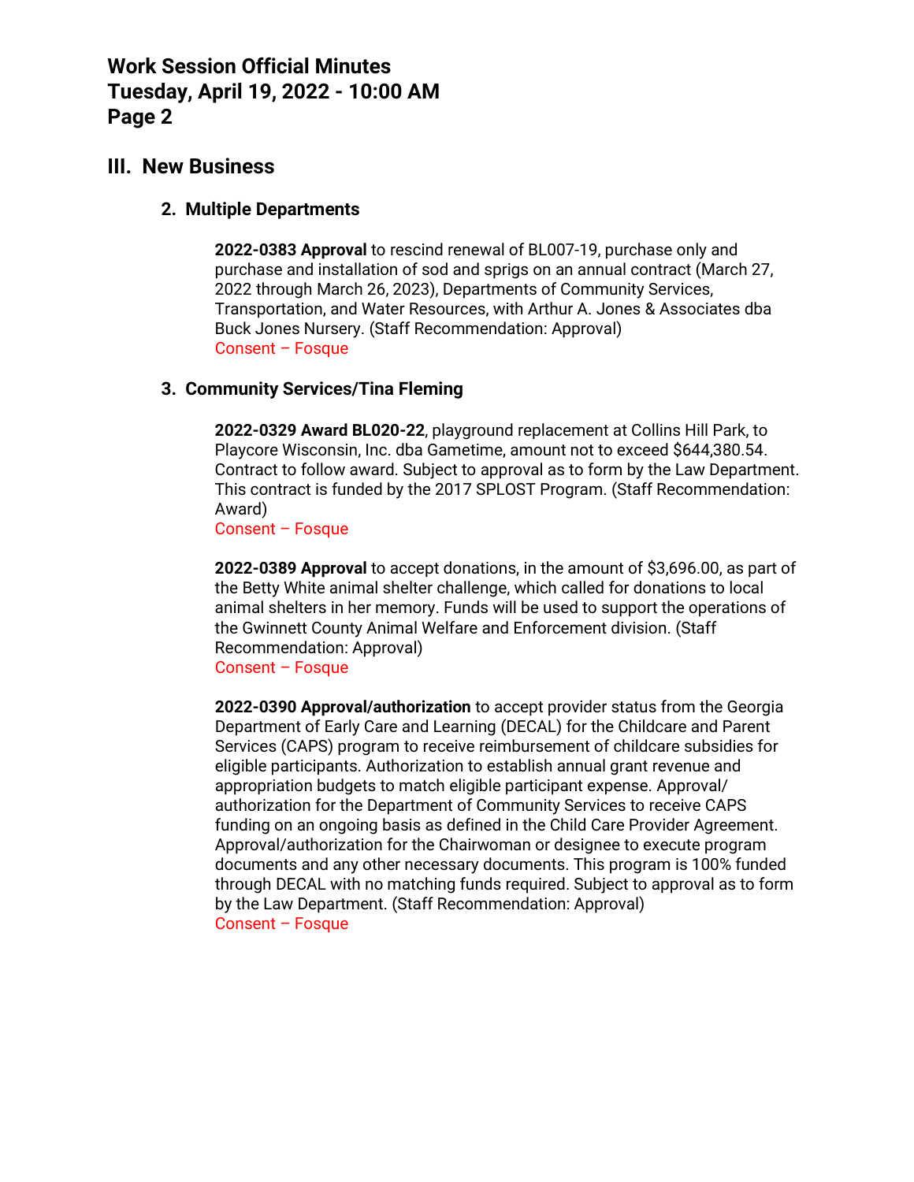## III. New Business

### 2. Multiple Departments

**2022-0383 Approval** to rescind renewal of BL007-19, purchase only and purchase and installation of sod and sprigs on an annual contract (March 27, 2022 through March 26, 2023), Departments of Community Services, Transportation, and Water Resources, with Arthur A. Jones & Associates dba Buck Jones Nursery. (Staff Recommendation: Approval)
Consent – Fosque

### 3. Community Services/Tina Fleming

**2022-0329 Award BL020-22**, playground replacement at Collins Hill Park, to Playcore Wisconsin, Inc. dba Gametime, amount not to exceed $644,380.54. Contract to follow award. Subject to approval as to form by the Law Department. This contract is funded by the 2017 SPLOST Program. (Staff Recommendation: Award)
Consent – Fosque

**2022-0389 Approval** to accept donations, in the amount of $3,696.00, as part of the Betty White animal shelter challenge, which called for donations to local animal shelters in her memory. Funds will be used to support the operations of the Gwinnett County Animal Welfare and Enforcement division. (Staff Recommendation: Approval)
Consent – Fosque

**2022-0390 Approval/authorization** to accept provider status from the Georgia Department of Early Care and Learning (DECAL) for the Childcare and Parent Services (CAPS) program to receive reimbursement of childcare subsidies for eligible participants. Authorization to establish annual grant revenue and appropriation budgets to match eligible participant expense. Approval/ authorization for the Department of Community Services to receive CAPS funding on an ongoing basis as defined in the Child Care Provider Agreement. Approval/authorization for the Chairwoman or designee to execute program documents and any other necessary documents. This program is 100% funded through DECAL with no matching funds required. Subject to approval as to form by the Law Department. (Staff Recommendation: Approval)
Consent – Fosque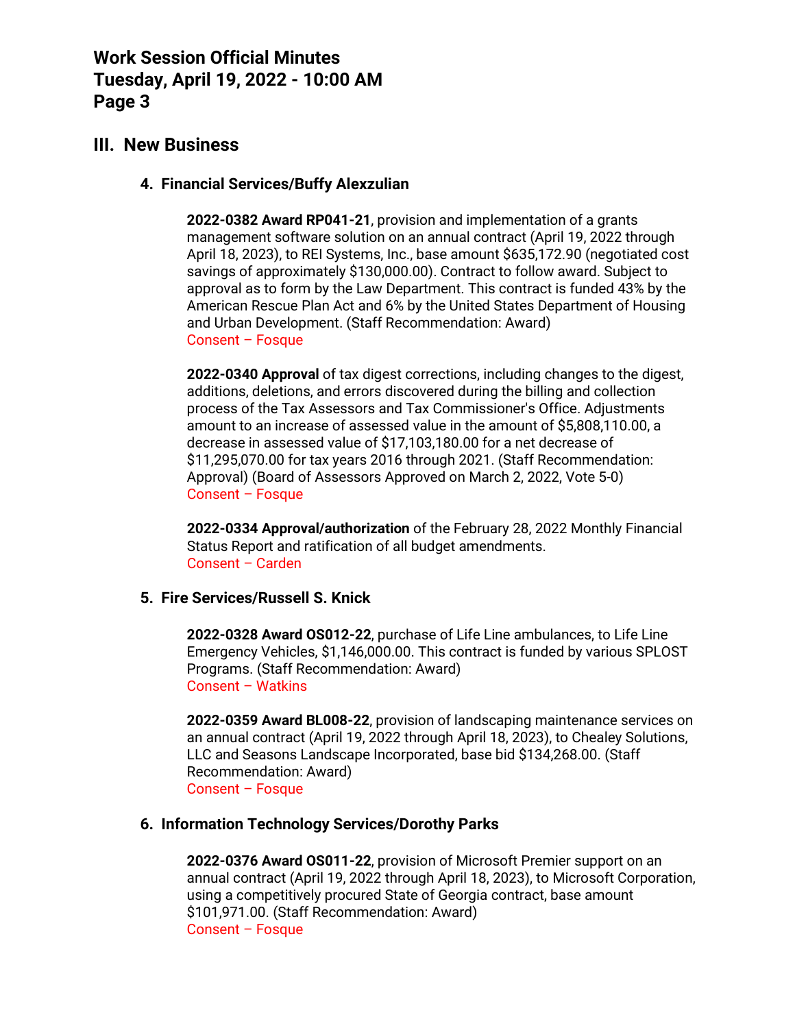## III. New Business

### 4. Financial Services/Buffy Alexzulian

**2022-0382 Award RP041-21**, provision and implementation of a grants management software solution on an annual contract (April 19, 2022 through April 18, 2023), to REI Systems, Inc., base amount $635,172.90 (negotiated cost savings of approximately $130,000.00). Contract to follow award. Subject to approval as to form by the Law Department. This contract is funded 43% by the American Rescue Plan Act and 6% by the United States Department of Housing and Urban Development. (Staff Recommendation: Award)
Consent – Fosque

**2022-0340 Approval** of tax digest corrections, including changes to the digest, additions, deletions, and errors discovered during the billing and collection process of the Tax Assessors and Tax Commissioner's Office. Adjustments amount to an increase of assessed value in the amount of $5,808,110.00, a decrease in assessed value of $17,103,180.00 for a net decrease of $11,295,070.00 for tax years 2016 through 2021. (Staff Recommendation: Approval) (Board of Assessors Approved on March 2, 2022, Vote 5-0)
Consent – Fosque

**2022-0334 Approval/authorization** of the February 28, 2022 Monthly Financial Status Report and ratification of all budget amendments.
Consent – Carden

### 5. Fire Services/Russell S. Knick

**2022-0328 Award OS012-22**, purchase of Life Line ambulances, to Life Line Emergency Vehicles, $1,146,000.00. This contract is funded by various SPLOST Programs. (Staff Recommendation: Award)
Consent – Watkins

**2022-0359 Award BL008-22**, provision of landscaping maintenance services on an annual contract (April 19, 2022 through April 18, 2023), to Chealey Solutions, LLC and Seasons Landscape Incorporated, base bid $134,268.00. (Staff Recommendation: Award)
Consent – Fosque

### 6. Information Technology Services/Dorothy Parks

**2022-0376 Award OS011-22**, provision of Microsoft Premier support on an annual contract (April 19, 2022 through April 18, 2023), to Microsoft Corporation, using a competitively procured State of Georgia contract, base amount $101,971.00. (Staff Recommendation: Award)
Consent – Fosque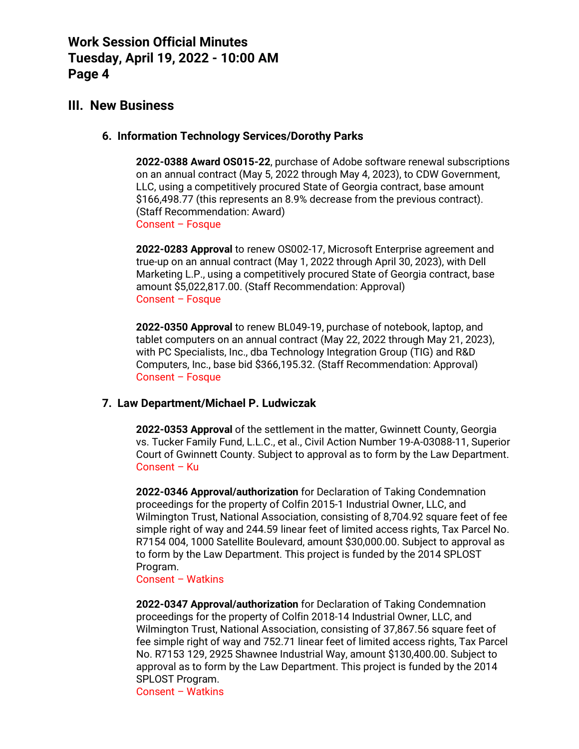## III. New Business

### 6. Information Technology Services/Dorothy Parks

**2022-0388 Award OS015-22**, purchase of Adobe software renewal subscriptions on an annual contract (May 5, 2022 through May 4, 2023), to CDW Government, LLC, using a competitively procured State of Georgia contract, base amount $166,498.77 (this represents an 8.9% decrease from the previous contract). (Staff Recommendation: Award)
Consent – Fosque

**2022-0283 Approval** to renew OS002-17, Microsoft Enterprise agreement and true-up on an annual contract (May 1, 2022 through April 30, 2023), with Dell Marketing L.P., using a competitively procured State of Georgia contract, base amount $5,022,817.00. (Staff Recommendation: Approval)
Consent – Fosque

**2022-0350 Approval** to renew BL049-19, purchase of notebook, laptop, and tablet computers on an annual contract (May 22, 2022 through May 21, 2023), with PC Specialists, Inc., dba Technology Integration Group (TIG) and R&D Computers, Inc., base bid $366,195.32. (Staff Recommendation: Approval)
Consent – Fosque

### 7. Law Department/Michael P. Ludwiczak

**2022-0353 Approval** of the settlement in the matter, Gwinnett County, Georgia vs. Tucker Family Fund, L.L.C., et al., Civil Action Number 19-A-03088-11, Superior Court of Gwinnett County. Subject to approval as to form by the Law Department.
Consent – Ku

**2022-0346 Approval/authorization** for Declaration of Taking Condemnation proceedings for the property of Colfin 2015-1 Industrial Owner, LLC, and Wilmington Trust, National Association, consisting of 8,704.92 square feet of fee simple right of way and 244.59 linear feet of limited access rights, Tax Parcel No. R7154 004, 1000 Satellite Boulevard, amount $30,000.00. Subject to approval as to form by the Law Department. This project is funded by the 2014 SPLOST Program.
Consent – Watkins

**2022-0347 Approval/authorization** for Declaration of Taking Condemnation proceedings for the property of Colfin 2018-14 Industrial Owner, LLC, and Wilmington Trust, National Association, consisting of 37,867.56 square feet of fee simple right of way and 752.71 linear feet of limited access rights, Tax Parcel No. R7153 129, 2925 Shawnee Industrial Way, amount $130,400.00. Subject to approval as to form by the Law Department. This project is funded by the 2014 SPLOST Program.
Consent – Watkins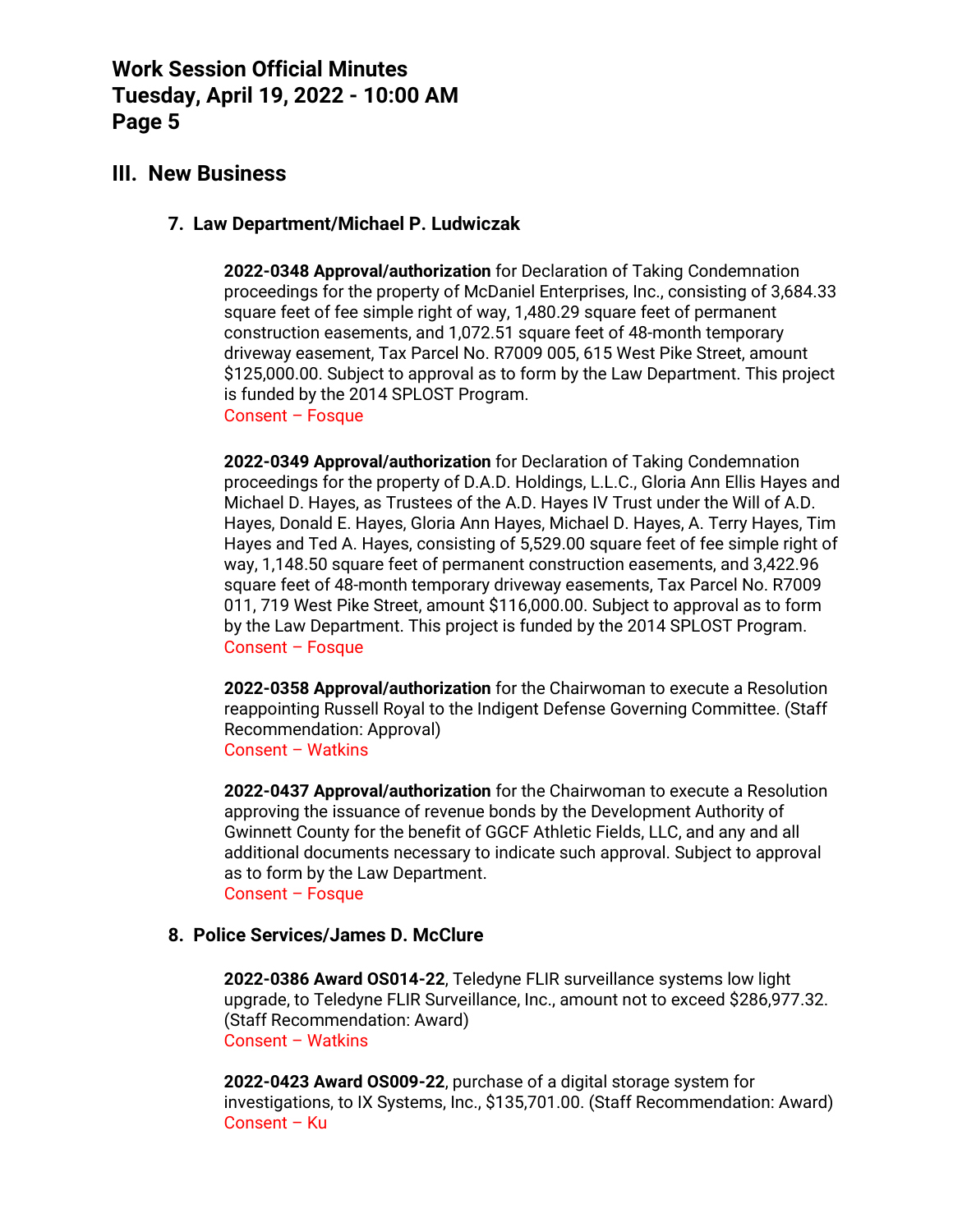## III. New Business

### 7. Law Department/Michael P. Ludwiczak

**2022-0348 Approval/authorization** for Declaration of Taking Condemnation proceedings for the property of McDaniel Enterprises, Inc., consisting of 3,684.33 square feet of fee simple right of way, 1,480.29 square feet of permanent construction easements, and 1,072.51 square feet of 48-month temporary driveway easement, Tax Parcel No. R7009 005, 615 West Pike Street, amount $125,000.00. Subject to approval as to form by the Law Department. This project is funded by the 2014 SPLOST Program.
Consent – Fosque

**2022-0349 Approval/authorization** for Declaration of Taking Condemnation proceedings for the property of D.A.D. Holdings, L.L.C., Gloria Ann Ellis Hayes and Michael D. Hayes, as Trustees of the A.D. Hayes IV Trust under the Will of A.D. Hayes, Donald E. Hayes, Gloria Ann Hayes, Michael D. Hayes, A. Terry Hayes, Tim Hayes and Ted A. Hayes, consisting of 5,529.00 square feet of fee simple right of way, 1,148.50 square feet of permanent construction easements, and 3,422.96 square feet of 48-month temporary driveway easements, Tax Parcel No. R7009 011, 719 West Pike Street, amount $116,000.00. Subject to approval as to form by the Law Department. This project is funded by the 2014 SPLOST Program.
Consent – Fosque

**2022-0358 Approval/authorization** for the Chairwoman to execute a Resolution reappointing Russell Royal to the Indigent Defense Governing Committee. (Staff Recommendation: Approval)
Consent – Watkins

**2022-0437 Approval/authorization** for the Chairwoman to execute a Resolution approving the issuance of revenue bonds by the Development Authority of Gwinnett County for the benefit of GGCF Athletic Fields, LLC, and any and all additional documents necessary to indicate such approval. Subject to approval as to form by the Law Department.
Consent – Fosque

### 8. Police Services/James D. McClure

**2022-0386 Award OS014-22**, Teledyne FLIR surveillance systems low light upgrade, to Teledyne FLIR Surveillance, Inc., amount not to exceed $286,977.32. (Staff Recommendation: Award)
Consent – Watkins

**2022-0423 Award OS009-22**, purchase of a digital storage system for investigations, to IX Systems, Inc., $135,701.00. (Staff Recommendation: Award)
Consent – Ku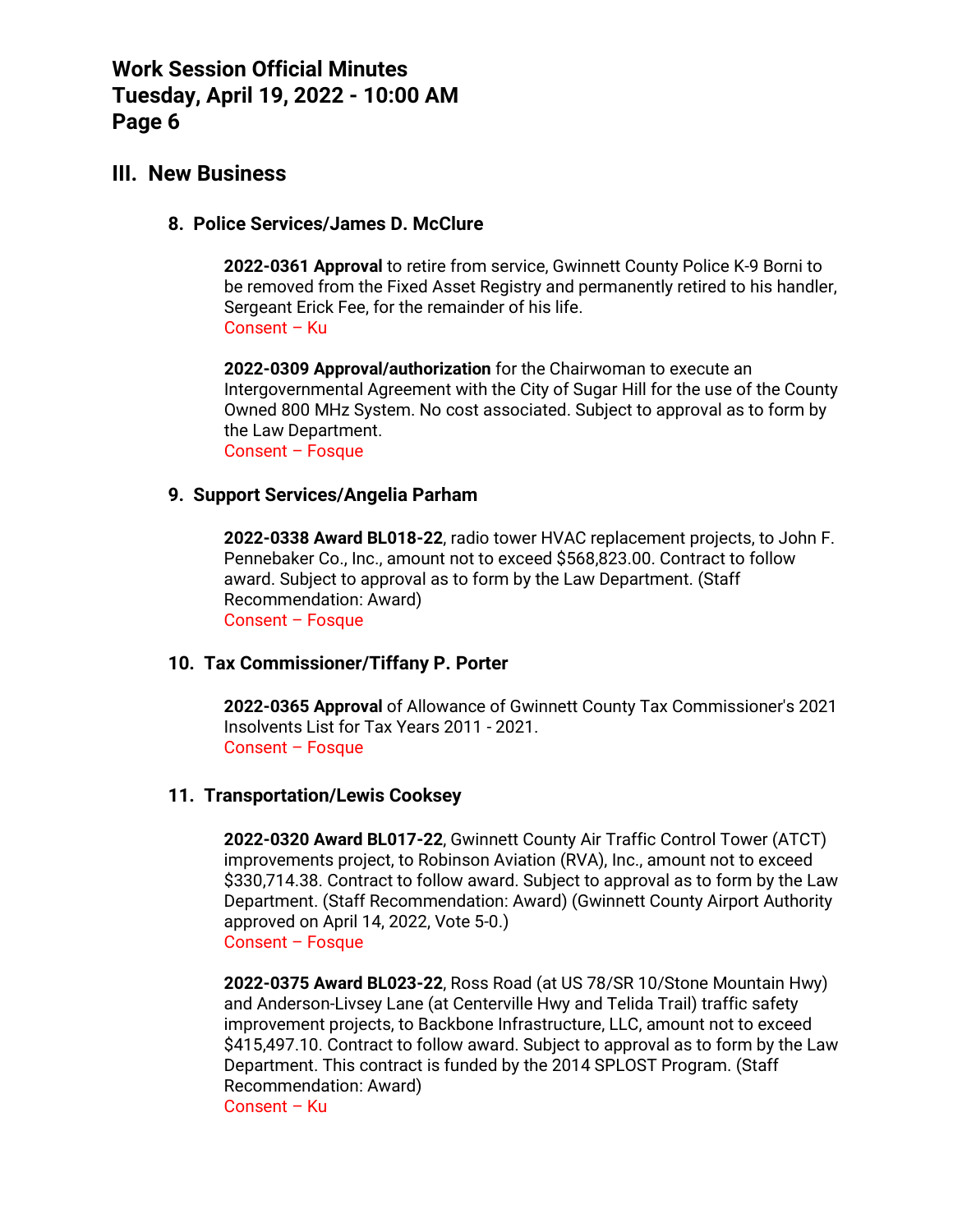## III. New Business

### 8. Police Services/James D. McClure

**2022-0361 Approval** to retire from service, Gwinnett County Police K-9 Borni to be removed from the Fixed Asset Registry and permanently retired to his handler, Sergeant Erick Fee, for the remainder of his life.
Consent – Ku

**2022-0309 Approval/authorization** for the Chairwoman to execute an Intergovernmental Agreement with the City of Sugar Hill for the use of the County Owned 800 MHz System. No cost associated. Subject to approval as to form by the Law Department.
Consent – Fosque

### 9. Support Services/Angelia Parham

**2022-0338 Award BL018-22**, radio tower HVAC replacement projects, to John F. Pennebaker Co., Inc., amount not to exceed $568,823.00. Contract to follow award. Subject to approval as to form by the Law Department. (Staff Recommendation: Award)
Consent – Fosque

### 10. Tax Commissioner/Tiffany P. Porter

**2022-0365 Approval** of Allowance of Gwinnett County Tax Commissioner's 2021 Insolvents List for Tax Years 2011 - 2021.
Consent – Fosque

### 11. Transportation/Lewis Cooksey

**2022-0320 Award BL017-22**, Gwinnett County Air Traffic Control Tower (ATCT) improvements project, to Robinson Aviation (RVA), Inc., amount not to exceed $330,714.38. Contract to follow award. Subject to approval as to form by the Law Department. (Staff Recommendation: Award) (Gwinnett County Airport Authority approved on April 14, 2022, Vote 5-0.)
Consent – Fosque

**2022-0375 Award BL023-22**, Ross Road (at US 78/SR 10/Stone Mountain Hwy) and Anderson-Livsey Lane (at Centerville Hwy and Telida Trail) traffic safety improvement projects, to Backbone Infrastructure, LLC, amount not to exceed $415,497.10. Contract to follow award. Subject to approval as to form by the Law Department. This contract is funded by the 2014 SPLOST Program. (Staff Recommendation: Award)
Consent – Ku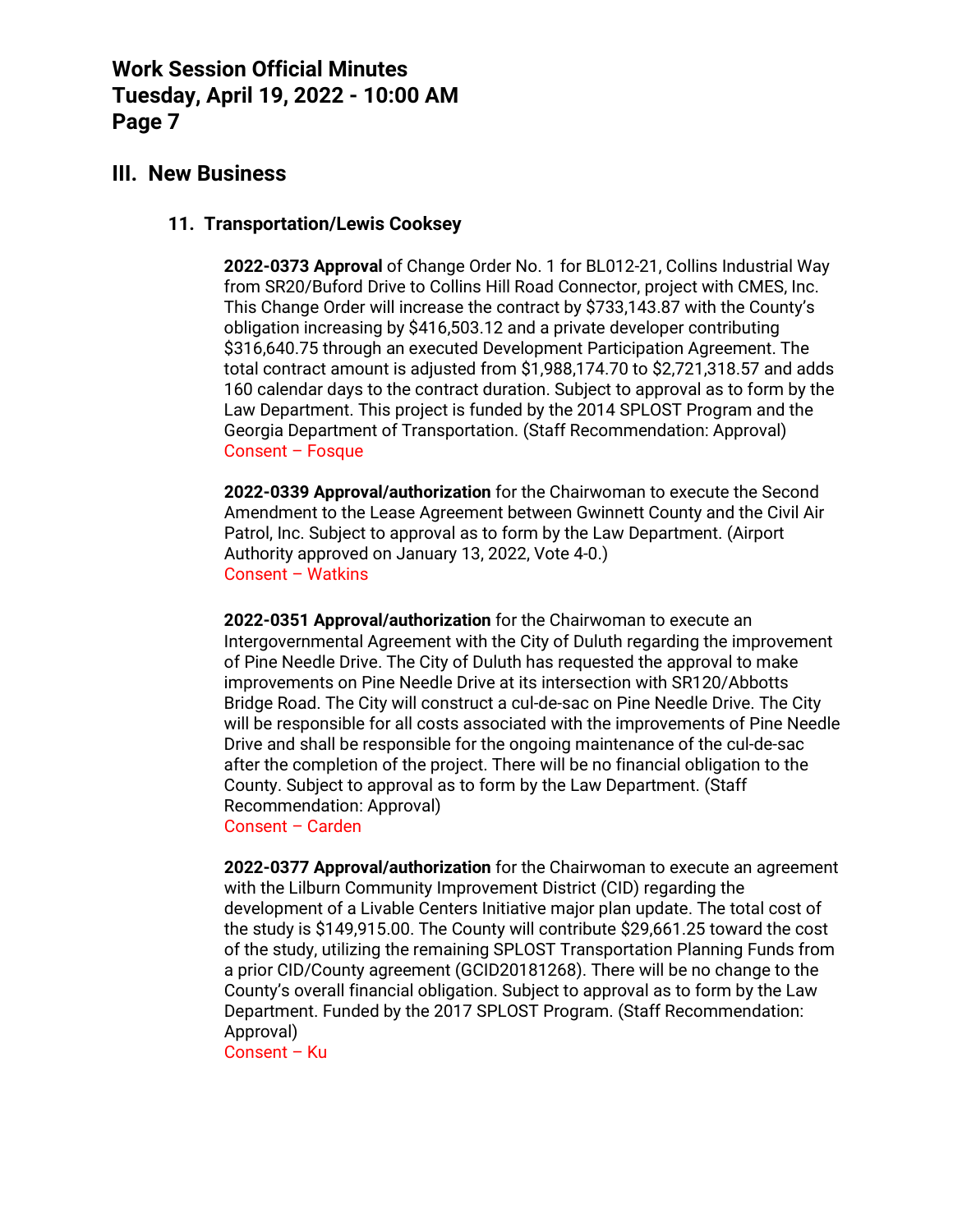## III. New Business

### 11. Transportation/Lewis Cooksey

**2022-0373 Approval** of Change Order No. 1 for BL012-21, Collins Industrial Way from SR20/Buford Drive to Collins Hill Road Connector, project with CMES, Inc. This Change Order will increase the contract by $733,143.87 with the County's obligation increasing by $416,503.12 and a private developer contributing $316,640.75 through an executed Development Participation Agreement. The total contract amount is adjusted from $1,988,174.70 to $2,721,318.57 and adds 160 calendar days to the contract duration. Subject to approval as to form by the Law Department. This project is funded by the 2014 SPLOST Program and the Georgia Department of Transportation. (Staff Recommendation: Approval)
Consent – Fosque

**2022-0339 Approval/authorization** for the Chairwoman to execute the Second Amendment to the Lease Agreement between Gwinnett County and the Civil Air Patrol, Inc. Subject to approval as to form by the Law Department. (Airport Authority approved on January 13, 2022, Vote 4-0.)
Consent – Watkins

**2022-0351 Approval/authorization** for the Chairwoman to execute an Intergovernmental Agreement with the City of Duluth regarding the improvement of Pine Needle Drive. The City of Duluth has requested the approval to make improvements on Pine Needle Drive at its intersection with SR120/Abbotts Bridge Road. The City will construct a cul-de-sac on Pine Needle Drive. The City will be responsible for all costs associated with the improvements of Pine Needle Drive and shall be responsible for the ongoing maintenance of the cul-de-sac after the completion of the project. There will be no financial obligation to the County. Subject to approval as to form by the Law Department. (Staff Recommendation: Approval)
Consent – Carden

**2022-0377 Approval/authorization** for the Chairwoman to execute an agreement with the Lilburn Community Improvement District (CID) regarding the development of a Livable Centers Initiative major plan update. The total cost of the study is $149,915.00. The County will contribute $29,661.25 toward the cost of the study, utilizing the remaining SPLOST Transportation Planning Funds from a prior CID/County agreement (GCID20181268). There will be no change to the County's overall financial obligation. Subject to approval as to form by the Law Department. Funded by the 2017 SPLOST Program. (Staff Recommendation: Approval)
Consent – Ku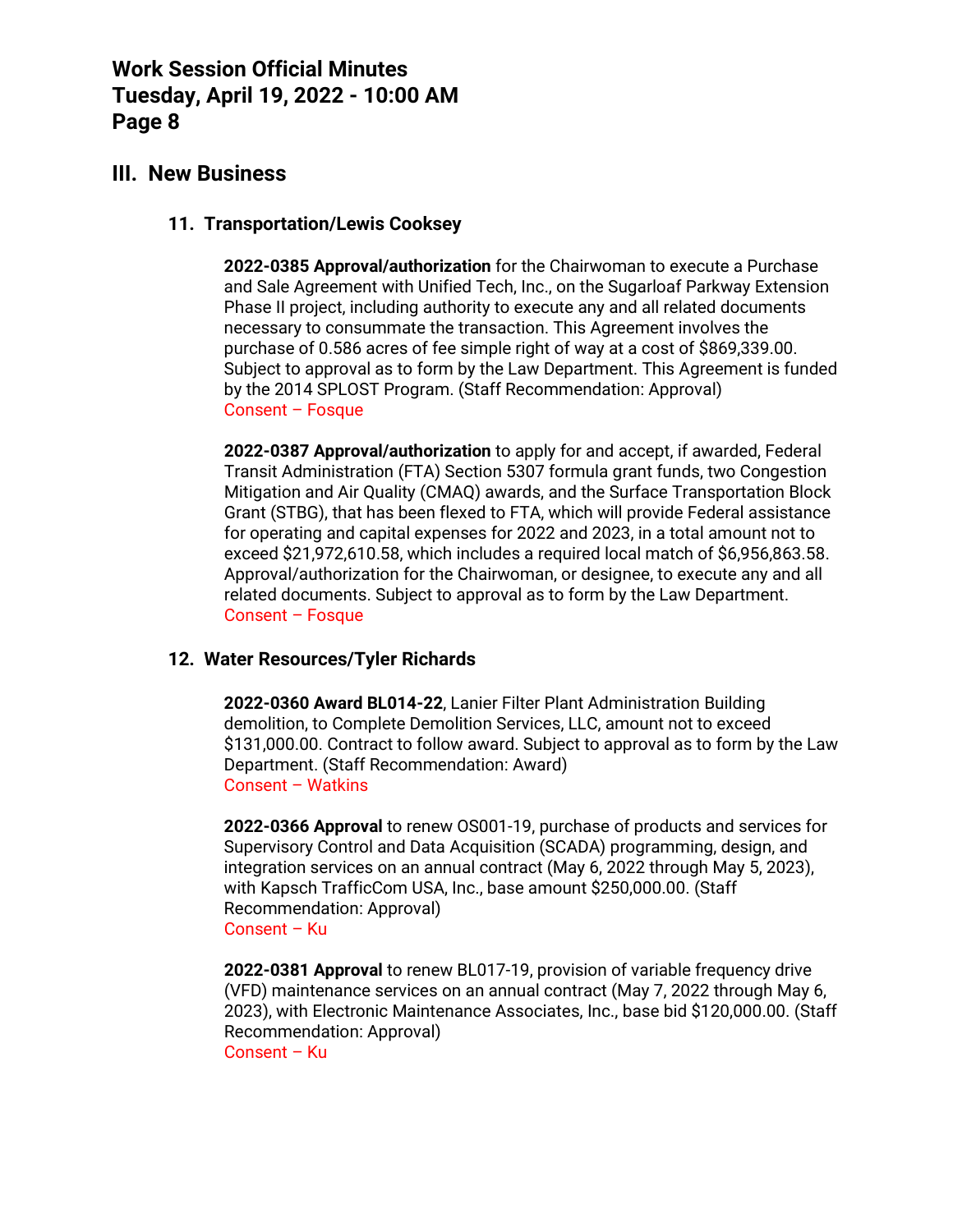## III. New Business

### 11. Transportation/Lewis Cooksey

**2022-0385 Approval/authorization** for the Chairwoman to execute a Purchase and Sale Agreement with Unified Tech, Inc., on the Sugarloaf Parkway Extension Phase II project, including authority to execute any and all related documents necessary to consummate the transaction. This Agreement involves the purchase of 0.586 acres of fee simple right of way at a cost of $869,339.00. Subject to approval as to form by the Law Department. This Agreement is funded by the 2014 SPLOST Program. (Staff Recommendation: Approval)
Consent – Fosque

**2022-0387 Approval/authorization** to apply for and accept, if awarded, Federal Transit Administration (FTA) Section 5307 formula grant funds, two Congestion Mitigation and Air Quality (CMAQ) awards, and the Surface Transportation Block Grant (STBG), that has been flexed to FTA, which will provide Federal assistance for operating and capital expenses for 2022 and 2023, in a total amount not to exceed $21,972,610.58, which includes a required local match of $6,956,863.58. Approval/authorization for the Chairwoman, or designee, to execute any and all related documents. Subject to approval as to form by the Law Department.
Consent – Fosque

### 12. Water Resources/Tyler Richards

**2022-0360 Award BL014-22**, Lanier Filter Plant Administration Building demolition, to Complete Demolition Services, LLC, amount not to exceed $131,000.00. Contract to follow award. Subject to approval as to form by the Law Department. (Staff Recommendation: Award)
Consent – Watkins

**2022-0366 Approval** to renew OS001-19, purchase of products and services for Supervisory Control and Data Acquisition (SCADA) programming, design, and integration services on an annual contract (May 6, 2022 through May 5, 2023), with Kapsch TrafficCom USA, Inc., base amount $250,000.00. (Staff Recommendation: Approval)
Consent – Ku

**2022-0381 Approval** to renew BL017-19, provision of variable frequency drive (VFD) maintenance services on an annual contract (May 7, 2022 through May 6, 2023), with Electronic Maintenance Associates, Inc., base bid $120,000.00. (Staff Recommendation: Approval)
Consent – Ku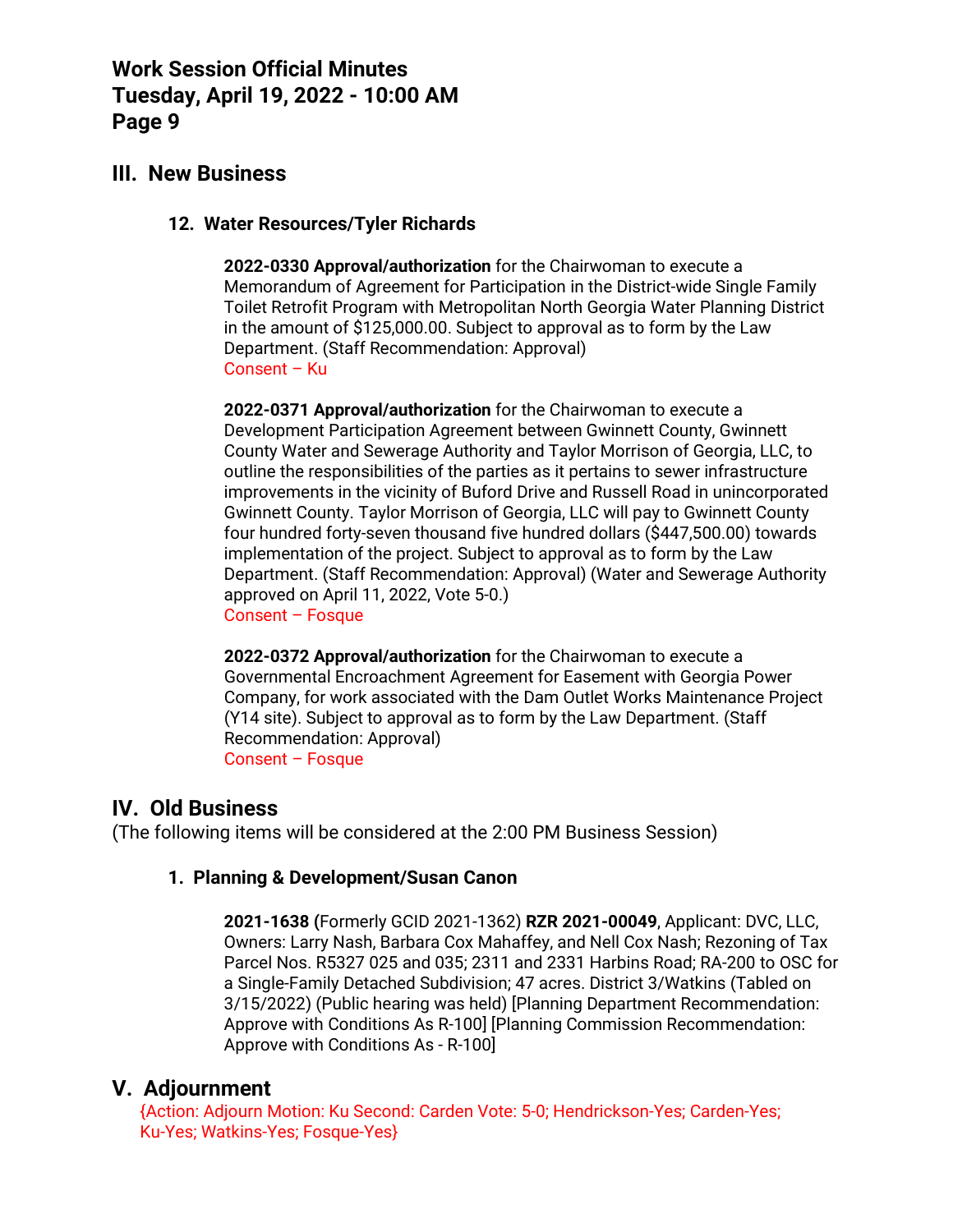## III. New Business

### 12. Water Resources/Tyler Richards

**2022-0330 Approval/authorization** for the Chairwoman to execute a Memorandum of Agreement for Participation in the District-wide Single Family Toilet Retrofit Program with Metropolitan North Georgia Water Planning District in the amount of $125,000.00. Subject to approval as to form by the Law Department. (Staff Recommendation: Approval)
Consent – Ku

**2022-0371 Approval/authorization** for the Chairwoman to execute a Development Participation Agreement between Gwinnett County, Gwinnett County Water and Sewerage Authority and Taylor Morrison of Georgia, LLC, to outline the responsibilities of the parties as it pertains to sewer infrastructure improvements in the vicinity of Buford Drive and Russell Road in unincorporated Gwinnett County. Taylor Morrison of Georgia, LLC will pay to Gwinnett County four hundred forty-seven thousand five hundred dollars ($447,500.00) towards implementation of the project. Subject to approval as to form by the Law Department. (Staff Recommendation: Approval) (Water and Sewerage Authority approved on April 11, 2022, Vote 5-0.)
Consent – Fosque

**2022-0372 Approval/authorization** for the Chairwoman to execute a Governmental Encroachment Agreement for Easement with Georgia Power Company, for work associated with the Dam Outlet Works Maintenance Project (Y14 site). Subject to approval as to form by the Law Department. (Staff Recommendation: Approval)
Consent – Fosque

## IV. Old Business

(The following items will be considered at the 2:00 PM Business Session)

### 1. Planning & Development/Susan Canon

**2021-1638 (**Formerly GCID 2021-1362) **RZR 2021-00049**, Applicant: DVC, LLC, Owners: Larry Nash, Barbara Cox Mahaffey, and Nell Cox Nash; Rezoning of Tax Parcel Nos. R5327 025 and 035; 2311 and 2331 Harbins Road; RA-200 to OSC for a Single-Family Detached Subdivision; 47 acres. District 3/Watkins (Tabled on 3/15/2022) (Public hearing was held) [Planning Department Recommendation: Approve with Conditions As R-100] [Planning Commission Recommendation: Approve with Conditions As - R-100]

## V. Adjournment

{Action: Adjourn Motion: Ku Second: Carden Vote: 5-0; Hendrickson-Yes; Carden-Yes; Ku-Yes; Watkins-Yes; Fosque-Yes}